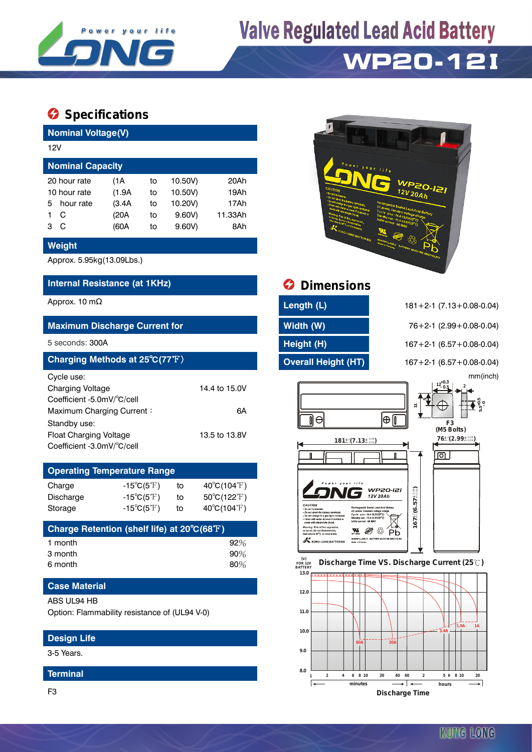# Valve Regulated Lead Acid Battery

## WP20-12I

## Specifications

### Nominal Voltage(V)

12V

### Nominal Capacity

| | | | | |
|---|---|---|---|---|
| 20 hour rate | (1A | to | 10.50V) | 20Ah |
| 10 hour rate | (1.9A | to | 10.50V) | 19Ah |
| 5 hour rate | (3.4A | to | 10.20V) | 17Ah |
| 1 C | (20A | to | 9.60V) | 11.33Ah |
| 3 C | (60A | to | 9.60V) | 8Ah |

### Weight

Approx. 5.95kg(13.09Lbs.)

### Internal Resistance (at 1KHz)

Approx. 10 mΩ

### Maximum Discharge Current for

5 seconds: 300A

### Charging Methods at 25℃(77℉)

| | |
|---|---|
| Cycle use: | |
| Charging Voltage | 14.4 to 15.0V |
| Coefficient -5.0mV/℃/cell | |
| Maximum Charging Current： | 6A |
| Standby use: | |
| Float Charging Voltage | 13.5 to 13.8V |
| Coefficient -3.0mV/℃/cell | |

### Operating Temperature Range

| | | | |
|---|---|---|---|
| Charge | -15℃(5℉) | to | 40℃(104℉) |
| Discharge | -15℃(5℉) | to | 50℃(122℉) |
| Storage | -15℃(5℉) | to | 40℃(104℉) |

### Charge Retention (shelf life) at 20℃(68℉)

| | |
|---|---|
| 1 month | 92% |
| 3 month | 90% |
| 6 month | 80% |

### Case Material

ABS UL94 HB

Option: Flammability resistance of (UL94 V-0)

### Design Life

3-5 Years.

### Terminal

F3

## Dimensions

| | |
|---|---|
| Length (L) | 181+2-1 (7.13+0.08-0.04) |
| Width (W) | 76+2-1 (2.99+0.08-0.04) |
| Height (H) | 167+2-1 (6.57+0.08-0.04) |
| Overall Height (HT) | 167+2-1 (6.57+0.08-0.04) |

mm(inch)

F3 (M5 Bolts)

Discharge Time VS. Discharge Current (25℃)

Discharge Time

KUNG LONG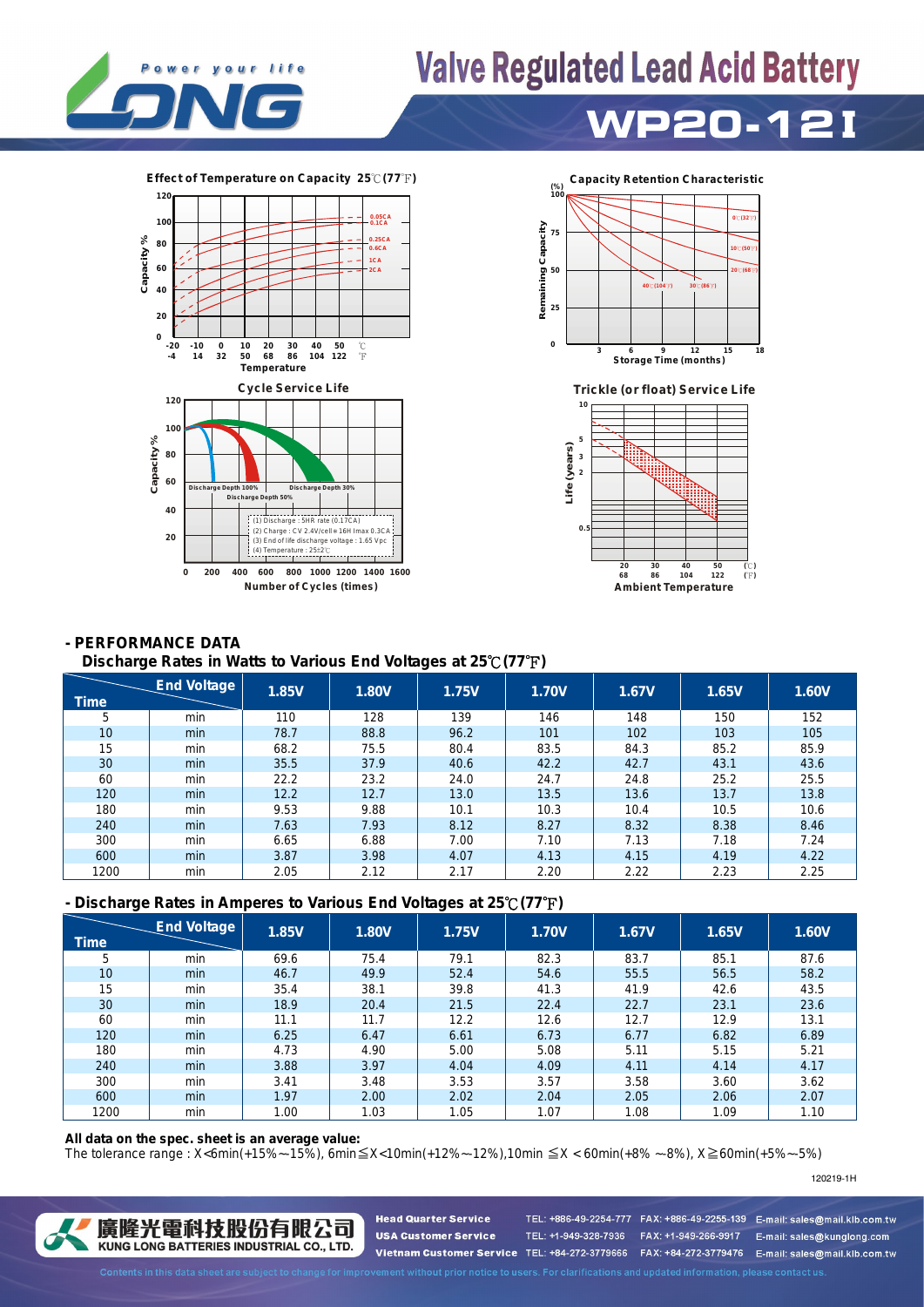# Valve Regulated Lead Acid Battery

## WP20-12I

Power your life

LONG

**Effect of Temperature on Capacity 25℃(77℉)**

Capacity %

120
100
80
60
40
20
0

0.05CA
0.1CA
0.25CA
0.6CA
1CA
2CA

-20 -10 0 10 20 30 40 50 ℃
-4 14 32 50 68 86 104 122 ℉

Temperature

**Capacity Retention Characteristic**

(%)
100
75
50
25
0

Remaining Capacity

0℃(32℉)
10℃(50℉)
20℃(68℉)
40℃(104℉)
30℃(86℉)

3 6 9 12 15 18

Storage Time (months)

**Cycle Service Life**

Capacity%

120
100
80
60
40
20

Discharge Depth 100%
Discharge Depth 30%
Discharge Depth 50%

(1) Discharge : 5HR rate (0.17CA)
(2) Charge : CV 2.4V/cell∗16H Imax 0.3CA
(3) End of life discharge voltage : 1.65 Vpc
(4) Temperature : 25±2℃

0 200 400 600 800 1000 1200 1400 1600

Number of Cycles (times)

**Trickle (or float) Service Life**

Life (years)

10
5
3
2
0.5

20 30 40 50 (℃)
68 86 104 122 (℉)

Ambient Temperature

## - PERFORMANCE DATA

### Discharge Rates in Watts to Various End Voltages at 25℃(77℉)

| Time | End Voltage | 1.85V | 1.80V | 1.75V | 1.70V | 1.67V | 1.65V | 1.60V |
|---|---|---|---|---|---|---|---|---|
| 5 | min | 110 | 128 | 139 | 146 | 148 | 150 | 152 |
| 10 | min | 78.7 | 88.8 | 96.2 | 101 | 102 | 103 | 105 |
| 15 | min | 68.2 | 75.5 | 80.4 | 83.5 | 84.3 | 85.2 | 85.9 |
| 30 | min | 35.5 | 37.9 | 40.6 | 42.2 | 42.7 | 43.1 | 43.6 |
| 60 | min | 22.2 | 23.2 | 24.0 | 24.7 | 24.8 | 25.2 | 25.5 |
| 120 | min | 12.2 | 12.7 | 13.0 | 13.5 | 13.6 | 13.7 | 13.8 |
| 180 | min | 9.53 | 9.88 | 10.1 | 10.3 | 10.4 | 10.5 | 10.6 |
| 240 | min | 7.63 | 7.93 | 8.12 | 8.27 | 8.32 | 8.38 | 8.46 |
| 300 | min | 6.65 | 6.88 | 7.00 | 7.10 | 7.13 | 7.18 | 7.24 |
| 600 | min | 3.87 | 3.98 | 4.07 | 4.13 | 4.15 | 4.19 | 4.22 |
| 1200 | min | 2.05 | 2.12 | 2.17 | 2.20 | 2.22 | 2.23 | 2.25 |

### - Discharge Rates in Amperes to Various End Voltages at 25℃(77℉)

| Time | End Voltage | 1.85V | 1.80V | 1.75V | 1.70V | 1.67V | 1.65V | 1.60V |
|---|---|---|---|---|---|---|---|---|
| 5 | min | 69.6 | 75.4 | 79.1 | 82.3 | 83.7 | 85.1 | 87.6 |
| 10 | min | 46.7 | 49.9 | 52.4 | 54.6 | 55.5 | 56.5 | 58.2 |
| 15 | min | 35.4 | 38.1 | 39.8 | 41.3 | 41.9 | 42.6 | 43.5 |
| 30 | min | 18.9 | 20.4 | 21.5 | 22.4 | 22.7 | 23.1 | 23.6 |
| 60 | min | 11.1 | 11.7 | 12.2 | 12.6 | 12.7 | 12.9 | 13.1 |
| 120 | min | 6.25 | 6.47 | 6.61 | 6.73 | 6.77 | 6.82 | 6.89 |
| 180 | min | 4.73 | 4.90 | 5.00 | 5.08 | 5.11 | 5.15 | 5.21 |
| 240 | min | 3.88 | 3.97 | 4.04 | 4.09 | 4.11 | 4.14 | 4.17 |
| 300 | min | 3.41 | 3.48 | 3.53 | 3.57 | 3.58 | 3.60 | 3.62 |
| 600 | min | 1.97 | 2.00 | 2.02 | 2.04 | 2.05 | 2.06 | 2.07 |
| 1200 | min | 1.00 | 1.03 | 1.05 | 1.07 | 1.08 | 1.09 | 1.10 |

**All data on the spec. sheet is an average value:**
The tolerance range : X<6min(+15%~-15%), 6min≦X<10min(+12%~-12%),10min ≦X < 60min(+8% ~-8%), X≧60min(+5%~-5%)

120219-1H

廣隆光電科技股份有限公司
KUNG LONG BATTERIES INDUSTRIAL CO., LTD.

| | | | |
|---|---|---|---|
| **Head Quarter Service** | TEL: +886-49-2254-777 | FAX: +886-49-2255-139 | E-mail: sales@mail.klb.com.tw |
| **USA Customer Service** | TEL: +1-949-328-7936 | FAX: +1-949-266-9917 | E-mail: sales@kunglong.com |
| **Vietnam Customer Service** | TEL: +84-272-3779666 | FAX: +84-272-3779476 | E-mail: sales@mail.klb.com.tw |

Contents in this data sheet are subject to change for improvement without prior notice to users. For clarifications and updated information, please contact us.